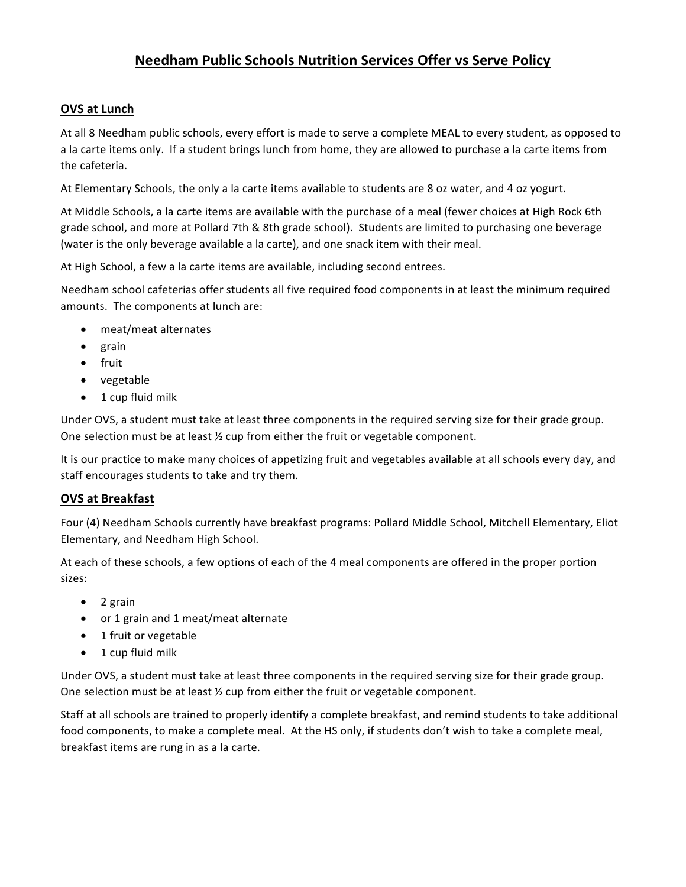# Needham Public Schools Nutrition Services Offer vs Serve Policy

## OVS at Lunch

At all 8 Needham public schools, every effort is made to serve a complete MEAL to every student, as opposed to a la carte items only. If a student brings lunch from home, they are allowed to purchase a la carte items from the cafeteria.

At Elementary Schools, the only a la carte items available to students are 8 oz water, and 4 oz yogurt.

At Middle Schools, a la carte items are available with the purchase of a meal (fewer choices at High Rock 6th grade school, and more at Pollard 7th & 8th grade school). Students are limited to purchasing one beverage (water is the only beverage available a la carte), and one snack item with their meal.

At High School, a few a la carte items are available, including second entrees.

Needham school cafeterias offer students all five required food components in at least the minimum required amounts. The components at lunch are:

- meat/meat alternates
- grain
- fruit
- vegetable
- 1 cup fluid milk

Under OVS, a student must take at least three components in the required serving size for their grade group. One selection must be at least ½ cup from either the fruit or vegetable component.

It is our practice to make many choices of appetizing fruit and vegetables available at all schools every day, and staff encourages students to take and try them.

## OVS at Breakfast

Four (4) Needham Schools currently have breakfast programs: Pollard Middle School, Mitchell Elementary, Eliot Elementary, and Needham High School.

At each of these schools, a few options of each of the 4 meal components are offered in the proper portion sizes:

- 2 grain
- or 1 grain and 1 meat/meat alternate
- 1 fruit or vegetable
- 1 cup fluid milk

Under OVS, a student must take at least three components in the required serving size for their grade group. One selection must be at least ½ cup from either the fruit or vegetable component.

Staff at all schools are trained to properly identify a complete breakfast, and remind students to take additional food components, to make a complete meal. At the HS only, if students don't wish to take a complete meal, breakfast items are rung in as a la carte.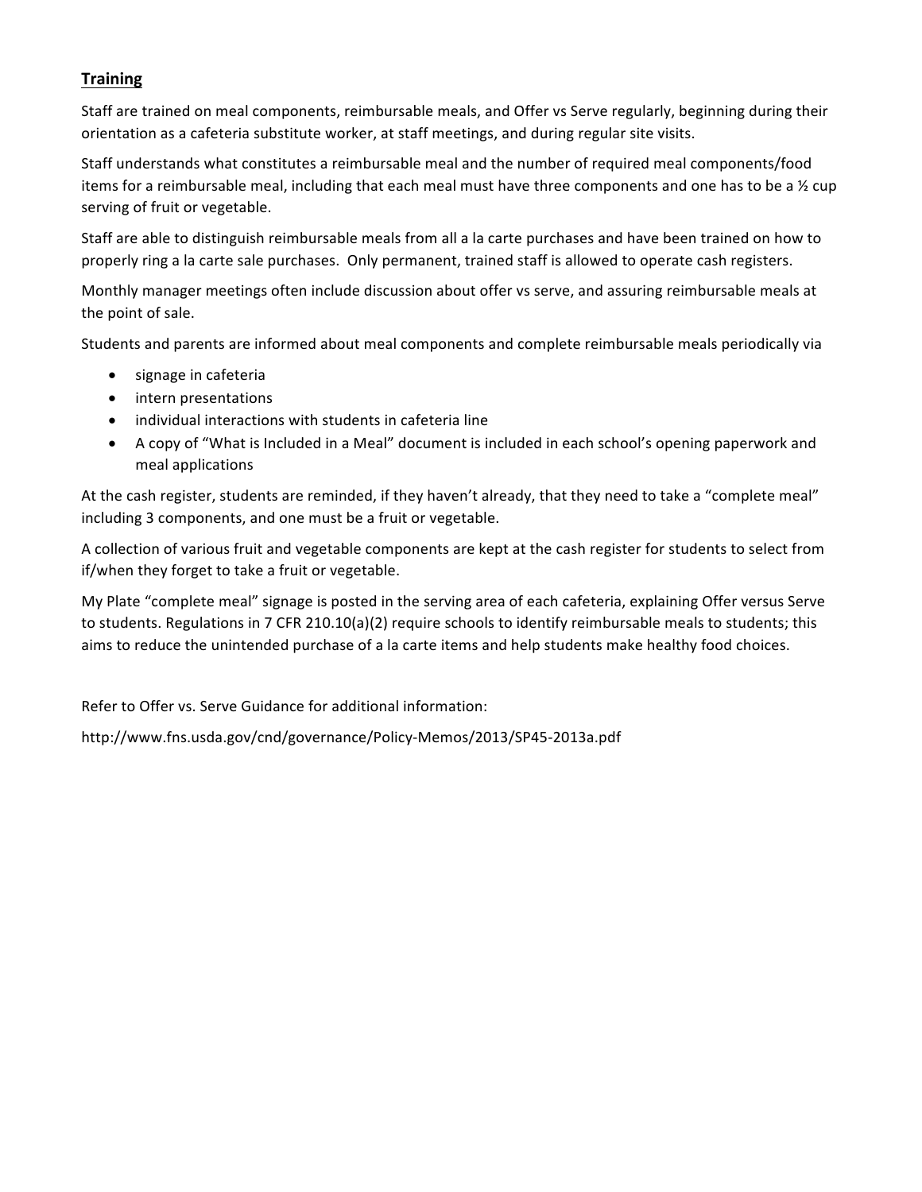## Training

Staff are trained on meal components, reimbursable meals, and Offer vs Serve regularly, beginning during their orientation as a cafeteria substitute worker, at staff meetings, and during regular site visits.

Staff understands what constitutes a reimbursable meal and the number of required meal components/food items for a reimbursable meal, including that each meal must have three components and one has to be a ½ cup serving of fruit or vegetable.

Staff are able to distinguish reimbursable meals from all a la carte purchases and have been trained on how to properly ring a la carte sale purchases. Only permanent, trained staff is allowed to operate cash registers.

Monthly manager meetings often include discussion about offer vs serve, and assuring reimbursable meals at the point of sale.

Students and parents are informed about meal components and complete reimbursable meals periodically via

- signage in cafeteria
- intern presentations
- individual interactions with students in cafeteria line
- A copy of "What is Included in a Meal" document is included in each school's opening paperwork and meal applications

At the cash register, students are reminded, if they haven't already, that they need to take a "complete meal" including 3 components, and one must be a fruit or vegetable.

A collection of various fruit and vegetable components are kept at the cash register for students to select from if/when they forget to take a fruit or vegetable.

My Plate "complete meal" signage is posted in the serving area of each cafeteria, explaining Offer versus Serve to students. Regulations in 7 CFR 210.10(a)(2) require schools to identify reimbursable meals to students; this aims to reduce the unintended purchase of a la carte items and help students make healthy food choices.

Refer to Offer vs. Serve Guidance for additional information:

http://www.fns.usda.gov/cnd/governance/Policy-Memos/2013/SP45-2013a.pdf